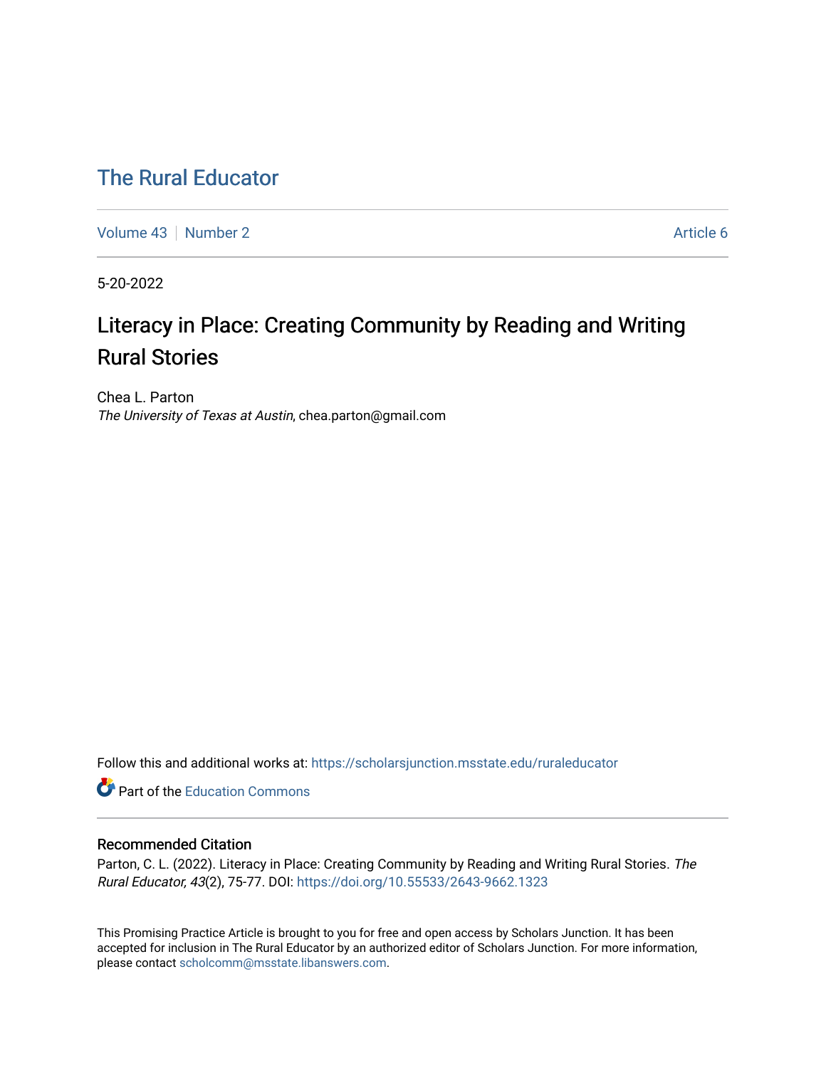# The Rural Educator

Volume 43 | Number 2 | Article 6

5-20-2022

## Literacy in Place: Creating Community by Reading and Writing Rural Stories

Chea L. Parton
*The University of Texas at Austin*, chea.parton@gmail.com

Follow this and additional works at: https://scholarsjunction.msstate.edu/ruraleducator

Part of the Education Commons

### Recommended Citation

Parton, C. L. (2022). Literacy in Place: Creating Community by Reading and Writing Rural Stories. *The Rural Educator, 43*(2), 75-77. DOI: https://doi.org/10.55533/2643-9662.1323

This Promising Practice Article is brought to you for free and open access by Scholars Junction. It has been accepted for inclusion in The Rural Educator by an authorized editor of Scholars Junction. For more information, please contact scholcomm@msstate.libanswers.com.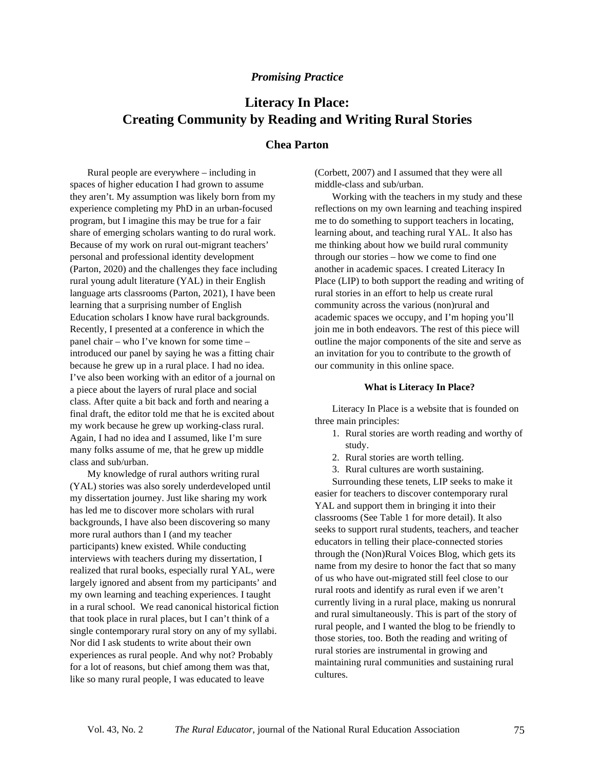*Promising Practice*

# Literacy In Place: Creating Community by Reading and Writing Rural Stories

**Chea Parton**

Rural people are everywhere – including in spaces of higher education I had grown to assume they aren't. My assumption was likely born from my experience completing my PhD in an urban-focused program, but I imagine this may be true for a fair share of emerging scholars wanting to do rural work. Because of my work on rural out-migrant teachers' personal and professional identity development (Parton, 2020) and the challenges they face including rural young adult literature (YAL) in their English language arts classrooms (Parton, 2021), I have been learning that a surprising number of English Education scholars I know have rural backgrounds. Recently, I presented at a conference in which the panel chair – who I've known for some time – introduced our panel by saying he was a fitting chair because he grew up in a rural place. I had no idea. I've also been working with an editor of a journal on a piece about the layers of rural place and social class. After quite a bit back and forth and nearing a final draft, the editor told me that he is excited about my work because he grew up working-class rural. Again, I had no idea and I assumed, like I'm sure many folks assume of me, that he grew up middle class and sub/urban.

My knowledge of rural authors writing rural (YAL) stories was also sorely underdeveloped until my dissertation journey. Just like sharing my work has led me to discover more scholars with rural backgrounds, I have also been discovering so many more rural authors than I (and my teacher participants) knew existed. While conducting interviews with teachers during my dissertation, I realized that rural books, especially rural YAL, were largely ignored and absent from my participants' and my own learning and teaching experiences. I taught in a rural school. We read canonical historical fiction that took place in rural places, but I can't think of a single contemporary rural story on any of my syllabi. Nor did I ask students to write about their own experiences as rural people. And why not? Probably for a lot of reasons, but chief among them was that, like so many rural people, I was educated to leave (Corbett, 2007) and I assumed that they were all middle-class and sub/urban.

Working with the teachers in my study and these reflections on my own learning and teaching inspired me to do something to support teachers in locating, learning about, and teaching rural YAL. It also has me thinking about how we build rural community through our stories – how we come to find one another in academic spaces. I created Literacy In Place (LIP) to both support the reading and writing of rural stories in an effort to help us create rural community across the various (non)rural and academic spaces we occupy, and I'm hoping you'll join me in both endeavors. The rest of this piece will outline the major components of the site and serve as an invitation for you to contribute to the growth of our community in this online space.

## What is Literacy In Place?

Literacy In Place is a website that is founded on three main principles:

1. Rural stories are worth reading and worthy of study.
2. Rural stories are worth telling.
3. Rural cultures are worth sustaining.

Surrounding these tenets, LIP seeks to make it easier for teachers to discover contemporary rural YAL and support them in bringing it into their classrooms (See Table 1 for more detail). It also seeks to support rural students, teachers, and teacher educators in telling their place-connected stories through the (Non)Rural Voices Blog, which gets its name from my desire to honor the fact that so many of us who have out-migrated still feel close to our rural roots and identify as rural even if we aren't currently living in a rural place, making us nonrural and rural simultaneously. This is part of the story of rural people, and I wanted the blog to be friendly to those stories, too. Both the reading and writing of rural stories are instrumental in growing and maintaining rural communities and sustaining rural cultures.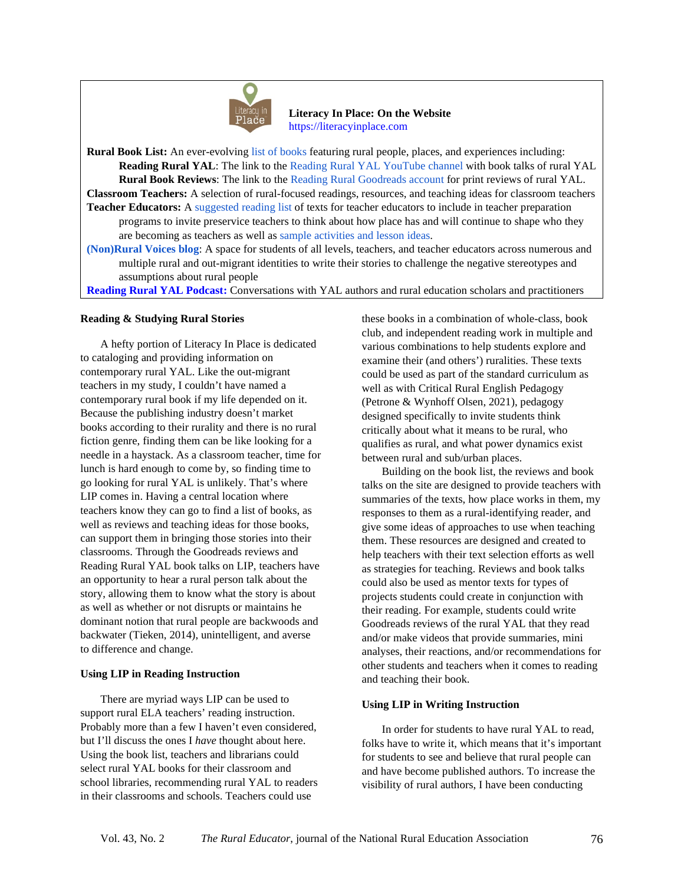**Literacy In Place: On the Website**
https://literacyinplace.com

**Rural Book List:** An ever-evolving list of books featuring rural people, places, and experiences including:
- **Reading Rural YAL**: The link to the Reading Rural YAL YouTube channel with book talks of rural YAL
- **Rural Book Reviews**: The link to the Reading Rural Goodreads account for print reviews of rural YAL.

**Classroom Teachers:** A selection of rural-focused readings, resources, and teaching ideas for classroom teachers

**Teacher Educators:** A suggested reading list of texts for teacher educators to include in teacher preparation programs to invite preservice teachers to think about how place has and will continue to shape who they are becoming as teachers as well as sample activities and lesson ideas.

**(Non)Rural Voices blog**: A space for students of all levels, teachers, and teacher educators across numerous and multiple rural and out-migrant identities to write their stories to challenge the negative stereotypes and assumptions about rural people

**Reading Rural YAL Podcast:** Conversations with YAL authors and rural education scholars and practitioners

### Reading & Studying Rural Stories

A hefty portion of Literacy In Place is dedicated to cataloging and providing information on contemporary rural YAL. Like the out-migrant teachers in my study, I couldn't have named a contemporary rural book if my life depended on it. Because the publishing industry doesn't market books according to their rurality and there is no rural fiction genre, finding them can be like looking for a needle in a haystack. As a classroom teacher, time for lunch is hard enough to come by, so finding time to go looking for rural YAL is unlikely. That's where LIP comes in. Having a central location where teachers know they can go to find a list of books, as well as reviews and teaching ideas for those books, can support them in bringing those stories into their classrooms. Through the Goodreads reviews and Reading Rural YAL book talks on LIP, teachers have an opportunity to hear a rural person talk about the story, allowing them to know what the story is about as well as whether or not disrupts or maintains he dominant notion that rural people are backwoods and backwater (Tieken, 2014), unintelligent, and averse to difference and change.

### Using LIP in Reading Instruction

There are myriad ways LIP can be used to support rural ELA teachers' reading instruction. Probably more than a few I haven't even considered, but I'll discuss the ones I *have* thought about here. Using the book list, teachers and librarians could select rural YAL books for their classroom and school libraries, recommending rural YAL to readers in their classrooms and schools. Teachers could use these books in a combination of whole-class, book club, and independent reading work in multiple and various combinations to help students explore and examine their (and others') ruralities. These texts could be used as part of the standard curriculum as well as with Critical Rural English Pedagogy (Petrone & Wynhoff Olsen, 2021), pedagogy designed specifically to invite students think critically about what it means to be rural, who qualifies as rural, and what power dynamics exist between rural and sub/urban places.

Building on the book list, the reviews and book talks on the site are designed to provide teachers with summaries of the texts, how place works in them, my responses to them as a rural-identifying reader, and give some ideas of approaches to use when teaching them. These resources are designed and created to help teachers with their text selection efforts as well as strategies for teaching. Reviews and book talks could also be used as mentor texts for types of projects students could create in conjunction with their reading. For example, students could write Goodreads reviews of the rural YAL that they read and/or make videos that provide summaries, mini analyses, their reactions, and/or recommendations for other students and teachers when it comes to reading and teaching their book.

### Using LIP in Writing Instruction

In order for students to have rural YAL to read, folks have to write it, which means that it's important for students to see and believe that rural people can and have become published authors. To increase the visibility of rural authors, I have been conducting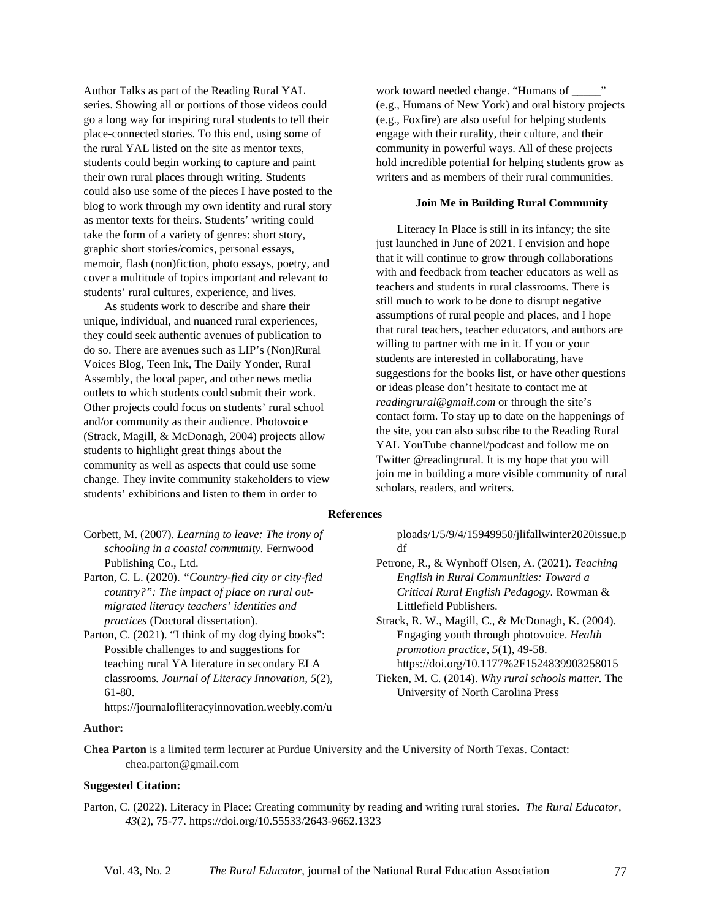Author Talks as part of the Reading Rural YAL series. Showing all or portions of those videos could go a long way for inspiring rural students to tell their place-connected stories. To this end, using some of the rural YAL listed on the site as mentor texts, students could begin working to capture and paint their own rural places through writing. Students could also use some of the pieces I have posted to the blog to work through my own identity and rural story as mentor texts for theirs. Students' writing could take the form of a variety of genres: short story, graphic short stories/comics, personal essays, memoir, flash (non)fiction, photo essays, poetry, and cover a multitude of topics important and relevant to students' rural cultures, experience, and lives.

As students work to describe and share their unique, individual, and nuanced rural experiences, they could seek authentic avenues of publication to do so. There are avenues such as LIP's (Non)Rural Voices Blog, Teen Ink, The Daily Yonder, Rural Assembly, the local paper, and other news media outlets to which students could submit their work. Other projects could focus on students' rural school and/or community as their audience. Photovoice (Strack, Magill, & McDonagh, 2004) projects allow students to highlight great things about the community as well as aspects that could use some change. They invite community stakeholders to view students' exhibitions and listen to them in order to work toward needed change. "Humans of _____" (e.g., Humans of New York) and oral history projects (e.g., Foxfire) are also useful for helping students engage with their rurality, their culture, and their community in powerful ways. All of these projects hold incredible potential for helping students grow as writers and as members of their rural communities.

### Join Me in Building Rural Community

Literacy In Place is still in its infancy; the site just launched in June of 2021. I envision and hope that it will continue to grow through collaborations with and feedback from teacher educators as well as teachers and students in rural classrooms. There is still much to work to be done to disrupt negative assumptions of rural people and places, and I hope that rural teachers, teacher educators, and authors are willing to partner with me in it. If you or your students are interested in collaborating, have suggestions for the books list, or have other questions or ideas please don't hesitate to contact me at *readingrural@gmail.com* or through the site's contact form. To stay up to date on the happenings of the site, you can also subscribe to the Reading Rural YAL YouTube channel/podcast and follow me on Twitter @readingrural. It is my hope that you will join me in building a more visible community of rural scholars, readers, and writers.

### References

Corbett, M. (2007). *Learning to leave: The irony of schooling in a coastal community.* Fernwood Publishing Co., Ltd.

Parton, C. L. (2020). *"Country-fied city or city-fied country?": The impact of place on rural out-migrated literacy teachers' identities and practices* (Doctoral dissertation).

Parton, C. (2021). "I think of my dog dying books": Possible challenges to and suggestions for teaching rural YA literature in secondary ELA classrooms*. Journal of Literacy Innovation, 5*(2), 61-80. https://journalofliteracyinnovation.weebly.com/uploads/1/5/9/4/15949950/jlifallwinter2020issue.pdf

Petrone, R., & Wynhoff Olsen, A. (2021). *Teaching English in Rural Communities: Toward a Critical Rural English Pedagogy*. Rowman & Littlefield Publishers.

Strack, R. W., Magill, C., & McDonagh, K. (2004). Engaging youth through photovoice. *Health promotion practice*, *5*(1), 49-58. https://doi.org/10.1177%2F1524839903258015

Tieken, M. C. (2014). *Why rural schools matter.* The University of North Carolina Press

**Author:**

**Chea Parton** is a limited term lecturer at Purdue University and the University of North Texas. Contact: chea.parton@gmail.com

**Suggested Citation:**

Parton, C. (2022). Literacy in Place: Creating community by reading and writing rural stories. *The Rural Educator, 43*(2), 75-77. https://doi.org/10.55533/2643-9662.1323